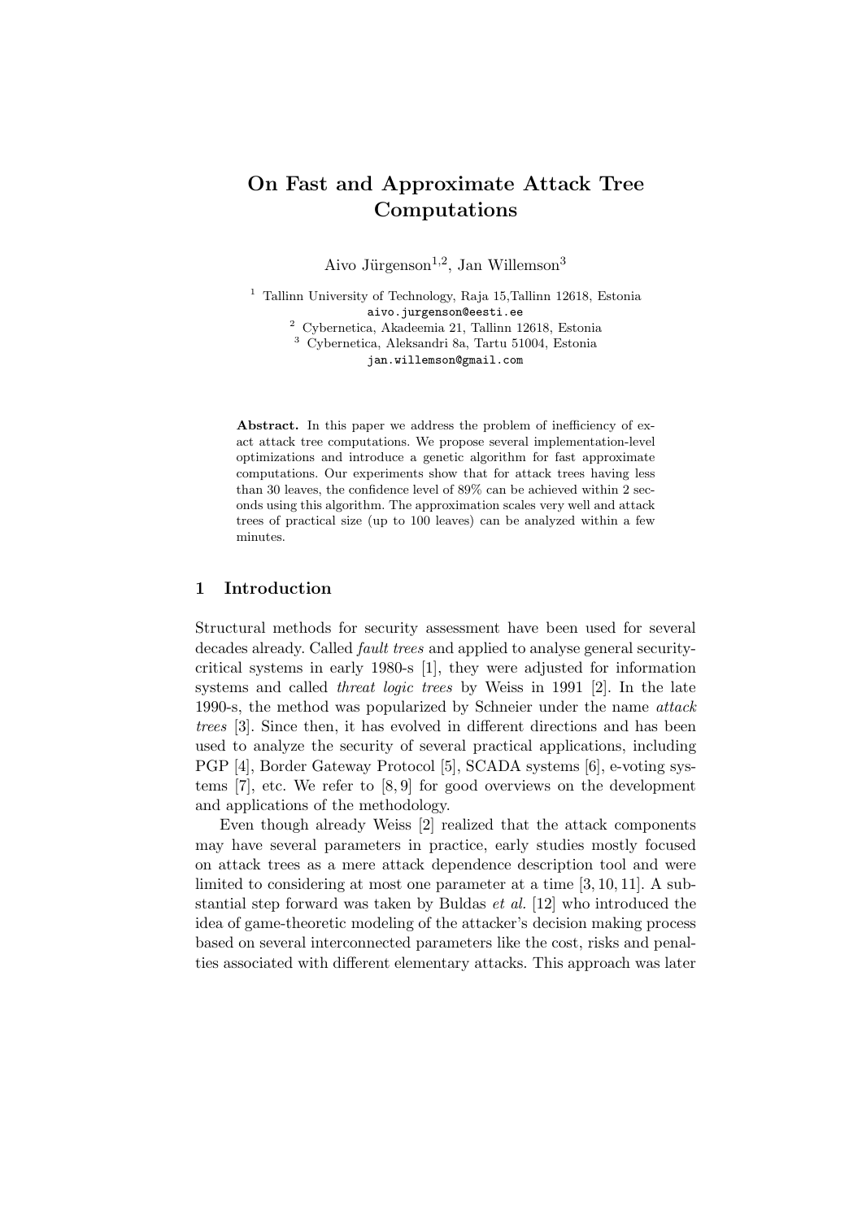# On Fast and Approximate Attack Tree Computations

Aivo Jürgenson[1,2], Jan Willemson[3]

[1] Tallinn University of Technology, Raja 15,Tallinn 12618, Estonia
aivo.jurgenson@eesti.ee
[2] Cybernetica, Akadeemia 21, Tallinn 12618, Estonia
[3] Cybernetica, Aleksandri 8a, Tartu 51004, Estonia
jan.willemson@gmail.com

**Abstract.** In this paper we address the problem of inefficiency of exact attack tree computations. We propose several implementation-level optimizations and introduce a genetic algorithm for fast approximate computations. Our experiments show that for attack trees having less than 30 leaves, the confidence level of 89% can be achieved within 2 seconds using this algorithm. The approximation scales very well and attack trees of practical size (up to 100 leaves) can be analyzed within a few minutes.

## 1 Introduction

Structural methods for security assessment have been used for several decades already. Called *fault trees* and applied to analyse general security-critical systems in early 1980-s [1], they were adjusted for information systems and called *threat logic trees* by Weiss in 1991 [2]. In the late 1990-s, the method was popularized by Schneier under the name *attack trees* [3]. Since then, it has evolved in different directions and has been used to analyze the security of several practical applications, including PGP [4], Border Gateway Protocol [5], SCADA systems [6], e-voting systems [7], etc. We refer to [8, 9] for good overviews on the development and applications of the methodology.

Even though already Weiss [2] realized that the attack components may have several parameters in practice, early studies mostly focused on attack trees as a mere attack dependence description tool and were limited to considering at most one parameter at a time [3, 10, 11]. A substantial step forward was taken by Buldas *et al.* [12] who introduced the idea of game-theoretic modeling of the attacker's decision making process based on several interconnected parameters like the cost, risks and penalties associated with different elementary attacks. This approach was later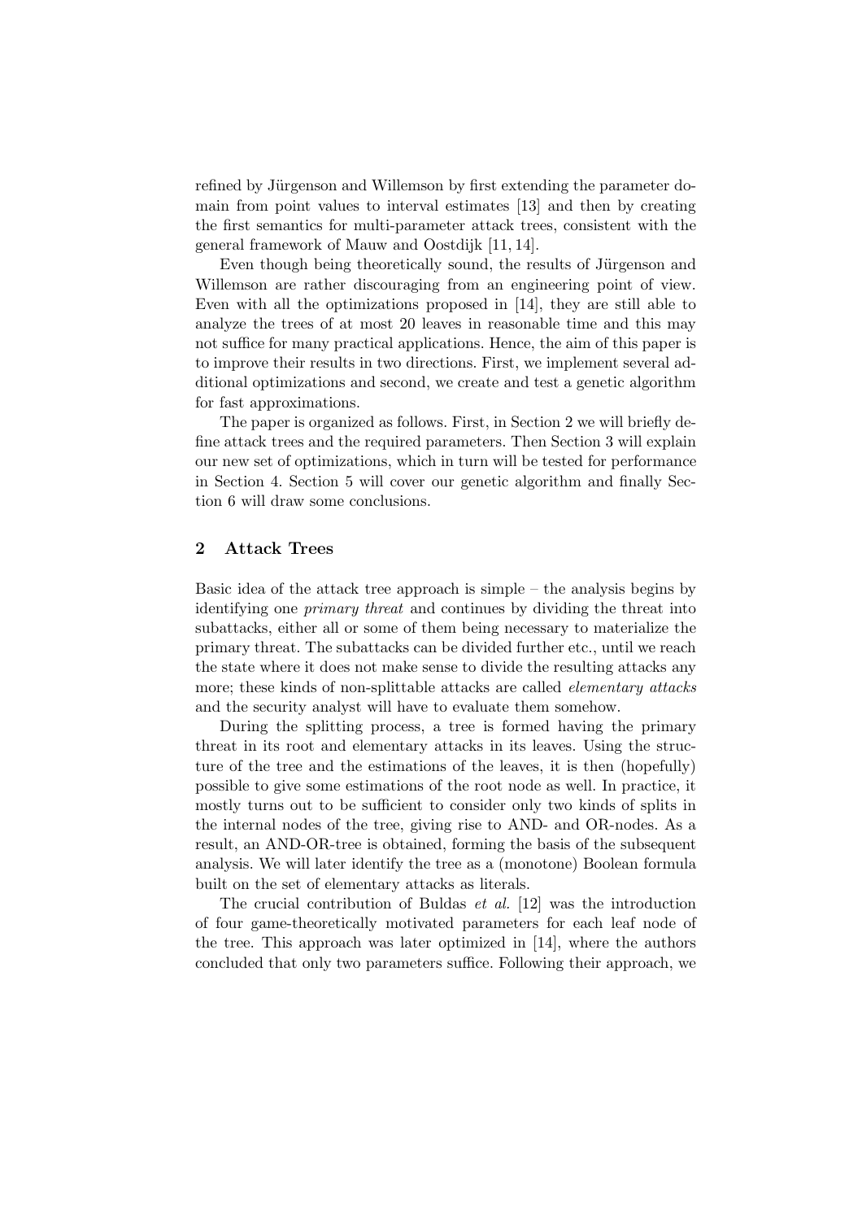refined by Jürgenson and Willemson by first extending the parameter domain from point values to interval estimates [13] and then by creating the first semantics for multi-parameter attack trees, consistent with the general framework of Mauw and Oostdijk [11, 14].

Even though being theoretically sound, the results of Jürgenson and Willemson are rather discouraging from an engineering point of view. Even with all the optimizations proposed in [14], they are still able to analyze the trees of at most 20 leaves in reasonable time and this may not suffice for many practical applications. Hence, the aim of this paper is to improve their results in two directions. First, we implement several additional optimizations and second, we create and test a genetic algorithm for fast approximations.

The paper is organized as follows. First, in Section 2 we will briefly define attack trees and the required parameters. Then Section 3 will explain our new set of optimizations, which in turn will be tested for performance in Section 4. Section 5 will cover our genetic algorithm and finally Section 6 will draw some conclusions.

## 2 Attack Trees

Basic idea of the attack tree approach is simple – the analysis begins by identifying one *primary threat* and continues by dividing the threat into subattacks, either all or some of them being necessary to materialize the primary threat. The subattacks can be divided further etc., until we reach the state where it does not make sense to divide the resulting attacks any more; these kinds of non-splittable attacks are called *elementary attacks* and the security analyst will have to evaluate them somehow.

During the splitting process, a tree is formed having the primary threat in its root and elementary attacks in its leaves. Using the structure of the tree and the estimations of the leaves, it is then (hopefully) possible to give some estimations of the root node as well. In practice, it mostly turns out to be sufficient to consider only two kinds of splits in the internal nodes of the tree, giving rise to AND- and OR-nodes. As a result, an AND-OR-tree is obtained, forming the basis of the subsequent analysis. We will later identify the tree as a (monotone) Boolean formula built on the set of elementary attacks as literals.

The crucial contribution of Buldas *et al.* [12] was the introduction of four game-theoretically motivated parameters for each leaf node of the tree. This approach was later optimized in [14], where the authors concluded that only two parameters suffice. Following their approach, we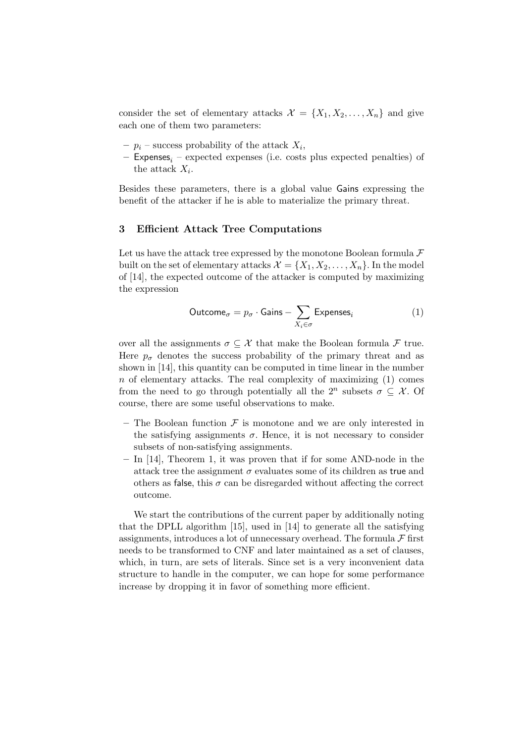consider the set of elementary attacks $\mathcal{X} = \{X_1, X_2, \ldots, X_n\}$ and give each one of them two parameters:

- $p_i$ – success probability of the attack $X_i$,
- $\mathsf{Expenses}_i$ – expected expenses (i.e. costs plus expected penalties) of the attack $X_i$.

Besides these parameters, there is a global value Gains expressing the benefit of the attacker if he is able to materialize the primary threat.

## 3 Efficient Attack Tree Computations

Let us have the attack tree expressed by the monotone Boolean formula $\mathcal{F}$ built on the set of elementary attacks $\mathcal{X} = \{X_1, X_2, \ldots, X_n\}$. In the model of [14], the expected outcome of the attacker is computed by maximizing the expression

$$\mathsf{Outcome}_\sigma = p_\sigma \cdot \mathsf{Gains} - \sum_{X_i \in \sigma} \mathsf{Expenses}_i \tag{1}$$

over all the assignments $\sigma \subseteq \mathcal{X}$ that make the Boolean formula $\mathcal{F}$ true. Here $p_\sigma$ denotes the success probability of the primary threat and as shown in [14], this quantity can be computed in time linear in the number $n$ of elementary attacks. The real complexity of maximizing (1) comes from the need to go through potentially all the $2^n$ subsets $\sigma \subseteq \mathcal{X}$. Of course, there are some useful observations to make.

- The Boolean function $\mathcal{F}$ is monotone and we are only interested in the satisfying assignments $\sigma$. Hence, it is not necessary to consider subsets of non-satisfying assignments.
- In [14], Theorem 1, it was proven that if for some AND-node in the attack tree the assignment $\sigma$ evaluates some of its children as true and others as false, this $\sigma$ can be disregarded without affecting the correct outcome.

We start the contributions of the current paper by additionally noting that the DPLL algorithm [15], used in [14] to generate all the satisfying assignments, introduces a lot of unnecessary overhead. The formula $\mathcal{F}$ first needs to be transformed to CNF and later maintained as a set of clauses, which, in turn, are sets of literals. Since set is a very inconvenient data structure to handle in the computer, we can hope for some performance increase by dropping it in favor of something more efficient.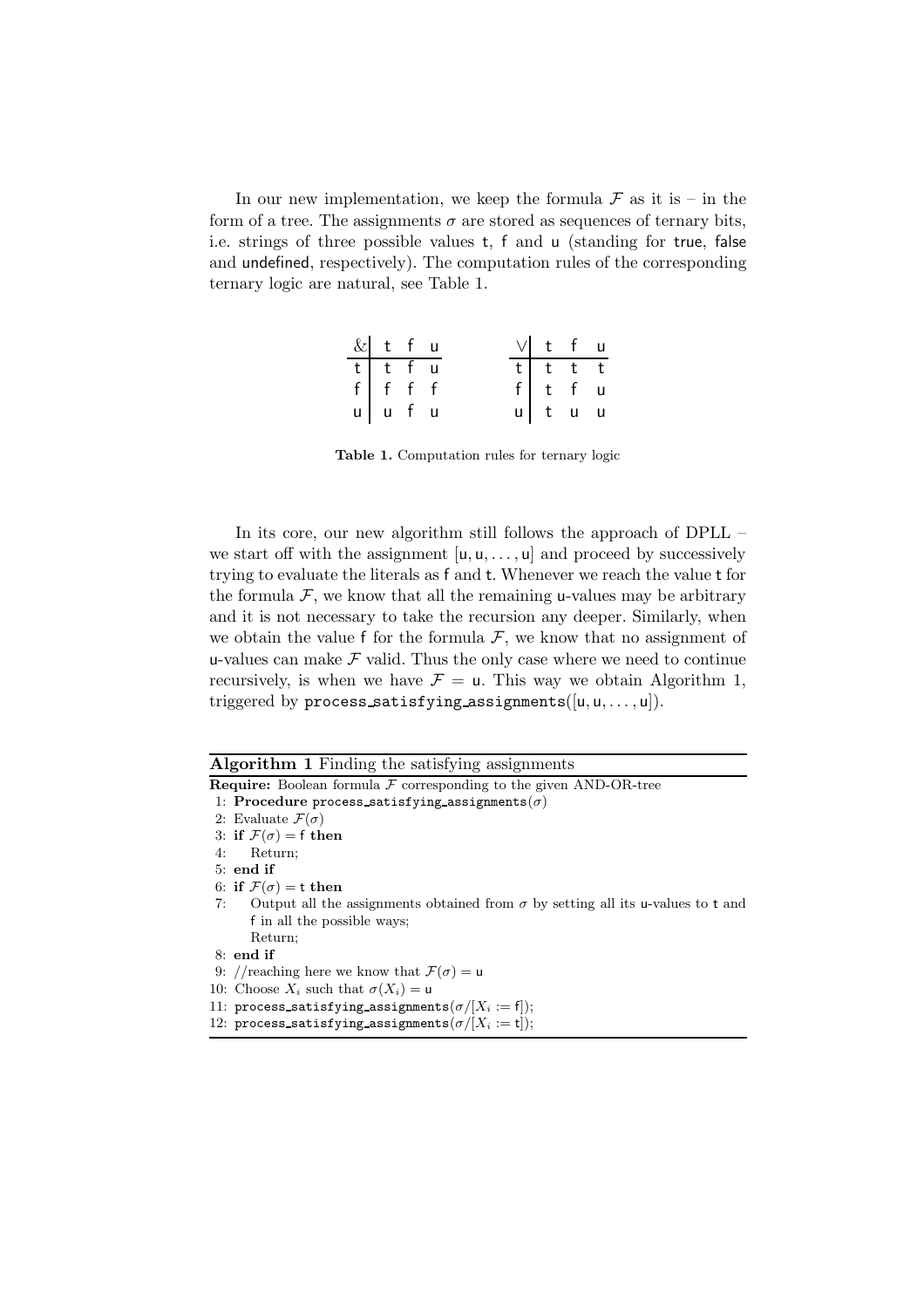In our new implementation, we keep the formula $\mathcal{F}$ as it is – in the form of a tree. The assignments $\sigma$ are stored as sequences of ternary bits, i.e. strings of three possible values t, f and u (standing for true, false and undefined, respectively). The computation rules of the corresponding ternary logic are natural, see Table 1.

| & | t | f | u |
|---|---|---|---|
| t | t | f | u |
| f | f | f | f |
| u | u | f | u |

| $\vee$ | t | f | u |
|---|---|---|---|
| t | t | t | t |
| f | t | f | u |
| u | t | u | u |

**Table 1.** Computation rules for ternary logic

In its core, our new algorithm still follows the approach of DPLL – we start off with the assignment $[\mathsf{u}, \mathsf{u}, \ldots, \mathsf{u}]$ and proceed by successively trying to evaluate the literals as f and t. Whenever we reach the value t for the formula $\mathcal{F}$, we know that all the remaining u-values may be arbitrary and it is not necessary to take the recursion any deeper. Similarly, when we obtain the value f for the formula $\mathcal{F}$, we know that no assignment of u-values can make $\mathcal{F}$ valid. Thus the only case where we need to continue recursively, is when we have $\mathcal{F} = \mathsf{u}$. This way we obtain Algorithm 1, triggered by `process_satisfying_assignments`$([\mathsf{u}, \mathsf{u}, \ldots, \mathsf{u}])$.

**Algorithm 1** Finding the satisfying assignments

**Require:** Boolean formula $\mathcal{F}$ corresponding to the given AND-OR-tree

```
1: Procedure process_satisfying_assignments(σ)
2: Evaluate F(σ)
3: if F(σ) = f then
4:     Return;
5: end if
6: if F(σ) = t then
7:     Output all the assignments obtained from σ by setting all its u-values to t and
       f in all the possible ways;
       Return;
8: end if
9: //reaching here we know that F(σ) = u
10: Choose X_i such that σ(X_i) = u
11: process_satisfying_assignments(σ/[X_i := f]);
12: process_satisfying_assignments(σ/[X_i := t]);
```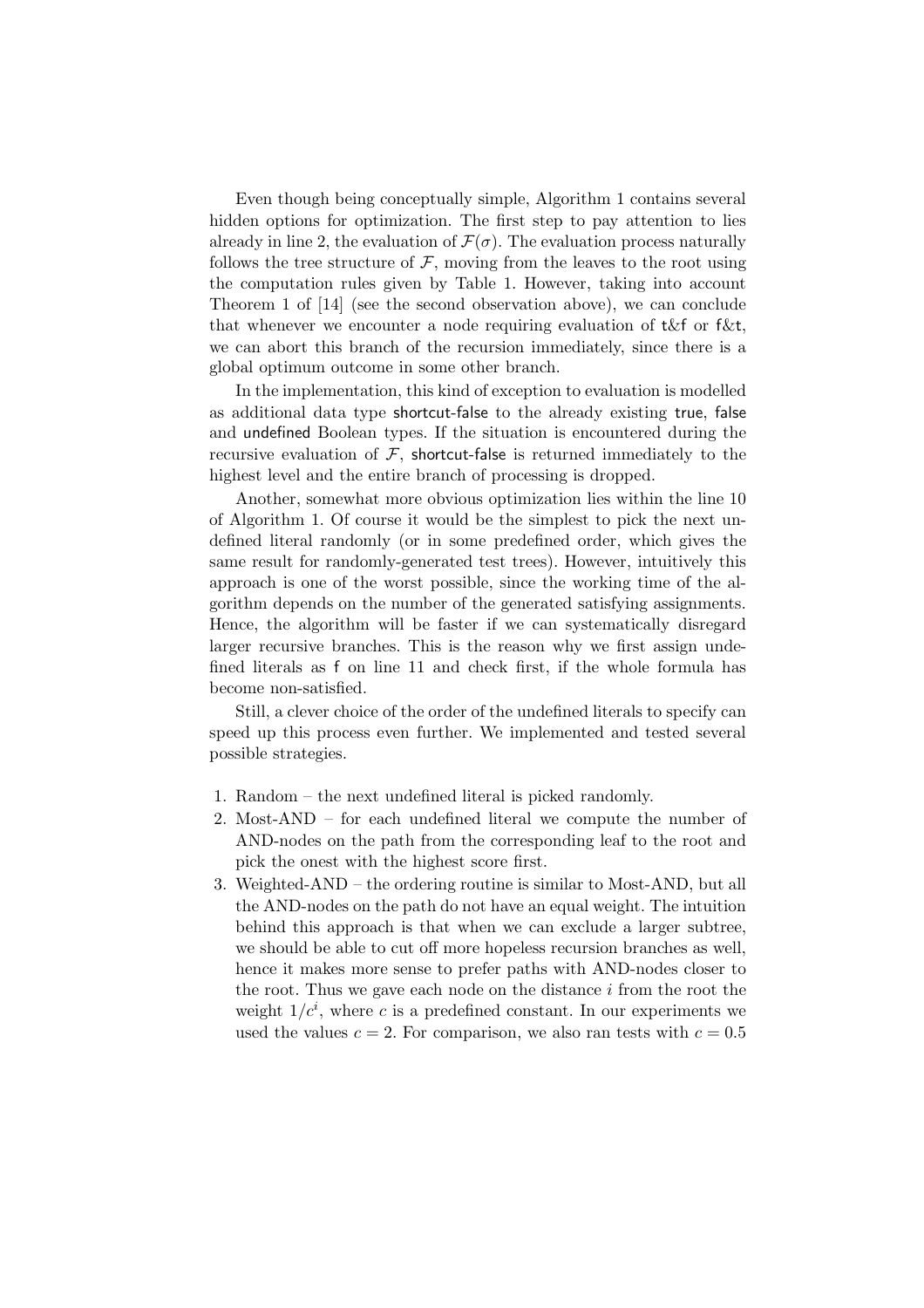Even though being conceptually simple, Algorithm 1 contains several hidden options for optimization. The first step to pay attention to lies already in line 2, the evaluation of $\mathcal{F}(\sigma)$. The evaluation process naturally follows the tree structure of $\mathcal{F}$, moving from the leaves to the root using the computation rules given by Table 1. However, taking into account Theorem 1 of [14] (see the second observation above), we can conclude that whenever we encounter a node requiring evaluation of t&f or f&t, we can abort this branch of the recursion immediately, since there is a global optimum outcome in some other branch.

In the implementation, this kind of exception to evaluation is modelled as additional data type shortcut-false to the already existing true, false and undefined Boolean types. If the situation is encountered during the recursive evaluation of $\mathcal{F}$, shortcut-false is returned immediately to the highest level and the entire branch of processing is dropped.

Another, somewhat more obvious optimization lies within the line 10 of Algorithm 1. Of course it would be the simplest to pick the next undefined literal randomly (or in some predefined order, which gives the same result for randomly-generated test trees). However, intuitively this approach is one of the worst possible, since the working time of the algorithm depends on the number of the generated satisfying assignments. Hence, the algorithm will be faster if we can systematically disregard larger recursive branches. This is the reason why we first assign undefined literals as f on line 11 and check first, if the whole formula has become non-satisfied.

Still, a clever choice of the order of the undefined literals to specify can speed up this process even further. We implemented and tested several possible strategies.

1. Random – the next undefined literal is picked randomly.
2. Most-AND – for each undefined literal we compute the number of AND-nodes on the path from the corresponding leaf to the root and pick the onest with the highest score first.
3. Weighted-AND – the ordering routine is similar to Most-AND, but all the AND-nodes on the path do not have an equal weight. The intuition behind this approach is that when we can exclude a larger subtree, we should be able to cut off more hopeless recursion branches as well, hence it makes more sense to prefer paths with AND-nodes closer to the root. Thus we gave each node on the distance $i$ from the root the weight $1/c^i$, where $c$ is a predefined constant. In our experiments we used the values $c = 2$. For comparison, we also ran tests with $c = 0.5$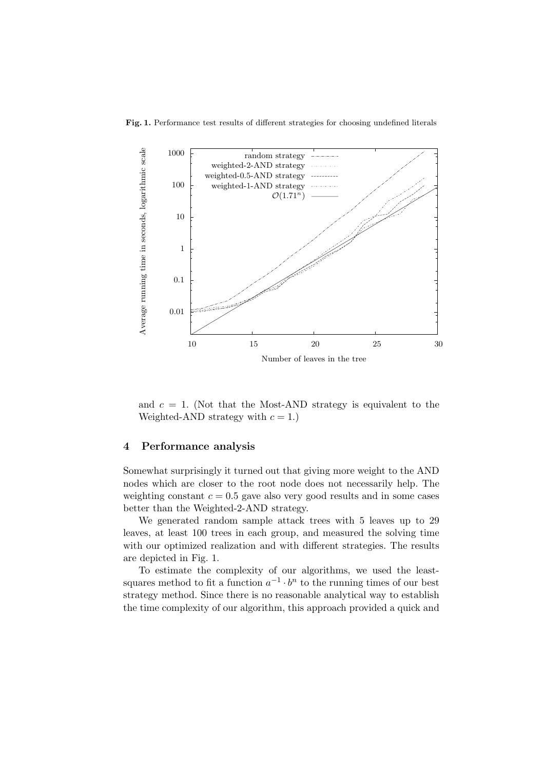**Fig. 1.** Performance test results of different strategies for choosing undefined literals

and $c = 1$. (Not that the Most-AND strategy is equivalent to the Weighted-AND strategy with $c = 1$.)

## 4 Performance analysis

Somewhat surprisingly it turned out that giving more weight to the AND nodes which are closer to the root node does not necessarily help. The weighting constant $c = 0.5$ gave also very good results and in some cases better than the Weighted-2-AND strategy.

We generated random sample attack trees with 5 leaves up to 29 leaves, at least 100 trees in each group, and measured the solving time with our optimized realization and with different strategies. The results are depicted in Fig. 1.

To estimate the complexity of our algorithms, we used the least-squares method to fit a function $a^{-1} \cdot b^n$ to the running times of our best strategy method. Since there is no reasonable analytical way to establish the time complexity of our algorithm, this approach provided a quick and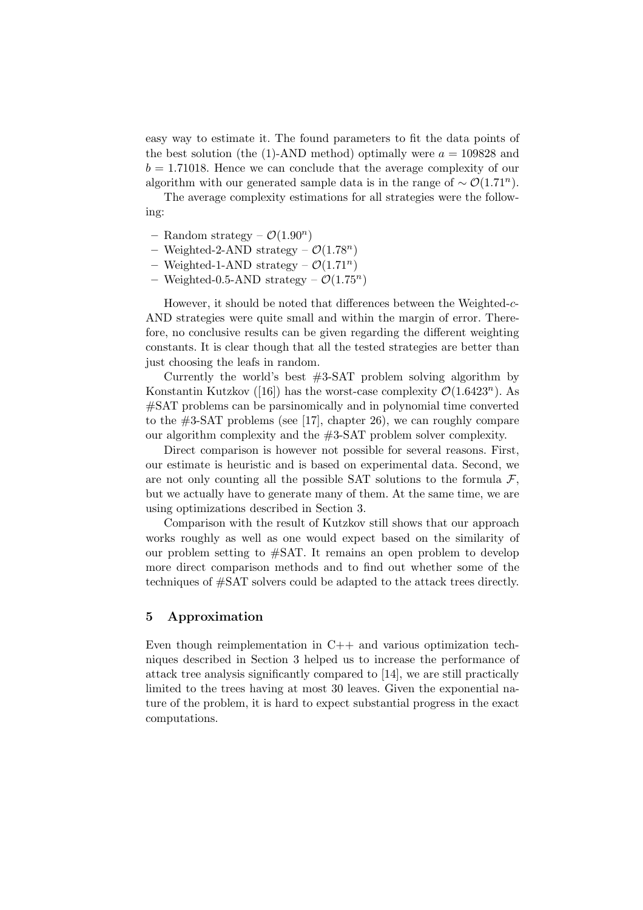easy way to estimate it. The found parameters to fit the data points of the best solution (the (1)-AND method) optimally were $a = 109828$ and $b = 1.71018$. Hence we can conclude that the average complexity of our algorithm with our generated sample data is in the range of $\sim \mathcal{O}(1.71^n)$.

The average complexity estimations for all strategies were the following:

- Random strategy – $\mathcal{O}(1.90^n)$
- Weighted-2-AND strategy – $\mathcal{O}(1.78^n)$
- Weighted-1-AND strategy – $\mathcal{O}(1.71^n)$
- Weighted-0.5-AND strategy – $\mathcal{O}(1.75^n)$

However, it should be noted that differences between the Weighted-$c$-AND strategies were quite small and within the margin of error. Therefore, no conclusive results can be given regarding the different weighting constants. It is clear though that all the tested strategies are better than just choosing the leafs in random.

Currently the world's best #3-SAT problem solving algorithm by Konstantin Kutzkov ([16]) has the worst-case complexity $\mathcal{O}(1.6423^n)$. As #SAT problems can be parsinomically and in polynomial time converted to the #3-SAT problems (see [17], chapter 26), we can roughly compare our algorithm complexity and the #3-SAT problem solver complexity.

Direct comparison is however not possible for several reasons. First, our estimate is heuristic and is based on experimental data. Second, we are not only counting all the possible SAT solutions to the formula $\mathcal{F}$, but we actually have to generate many of them. At the same time, we are using optimizations described in Section 3.

Comparison with the result of Kutzkov still shows that our approach works roughly as well as one would expect based on the similarity of our problem setting to #SAT. It remains an open problem to develop more direct comparison methods and to find out whether some of the techniques of #SAT solvers could be adapted to the attack trees directly.

## 5 Approximation

Even though reimplementation in C++ and various optimization techniques described in Section 3 helped us to increase the performance of attack tree analysis significantly compared to [14], we are still practically limited to the trees having at most 30 leaves. Given the exponential nature of the problem, it is hard to expect substantial progress in the exact computations.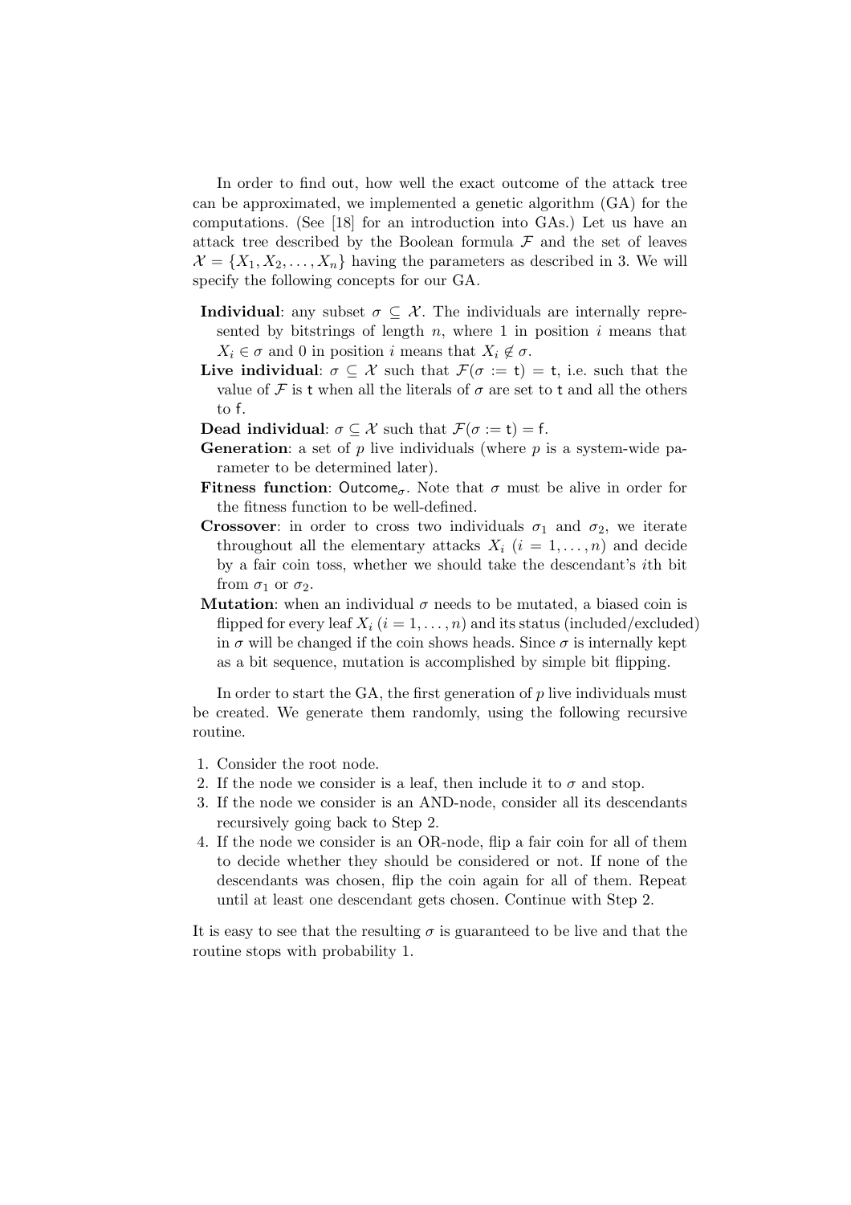In order to find out, how well the exact outcome of the attack tree can be approximated, we implemented a genetic algorithm (GA) for the computations. (See [18] for an introduction into GAs.) Let us have an attack tree described by the Boolean formula $\mathcal{F}$ and the set of leaves $\mathcal{X} = \{X_1, X_2, \dots, X_n\}$ having the parameters as described in 3. We will specify the following concepts for our GA.

- **Individual**: any subset $\sigma \subseteq \mathcal{X}$. The individuals are internally represented by bitstrings of length $n$, where 1 in position $i$ means that $X_i \in \sigma$ and 0 in position $i$ means that $X_i \notin \sigma$.
- **Live individual**: $\sigma \subseteq \mathcal{X}$ such that $\mathcal{F}(\sigma := \mathsf{t}) = \mathsf{t}$, i.e. such that the value of $\mathcal{F}$ is $\mathsf{t}$ when all the literals of $\sigma$ are set to $\mathsf{t}$ and all the others to $\mathsf{f}$.
- **Dead individual**: $\sigma \subseteq \mathcal{X}$ such that $\mathcal{F}(\sigma := \mathsf{t}) = \mathsf{f}$.
- **Generation**: a set of $p$ live individuals (where $p$ is a system-wide parameter to be determined later).
- **Fitness function**: $\mathsf{Outcome}_\sigma$. Note that $\sigma$ must be alive in order for the fitness function to be well-defined.
- **Crossover**: in order to cross two individuals $\sigma_1$ and $\sigma_2$, we iterate throughout all the elementary attacks $X_i$ $(i = 1, \dots, n)$ and decide by a fair coin toss, whether we should take the descendant's $i$th bit from $\sigma_1$ or $\sigma_2$.
- **Mutation**: when an individual $\sigma$ needs to be mutated, a biased coin is flipped for every leaf $X_i$ $(i = 1, \dots, n)$ and its status (included/excluded) in $\sigma$ will be changed if the coin shows heads. Since $\sigma$ is internally kept as a bit sequence, mutation is accomplished by simple bit flipping.

In order to start the GA, the first generation of $p$ live individuals must be created. We generate them randomly, using the following recursive routine.

1. Consider the root node.
2. If the node we consider is a leaf, then include it to $\sigma$ and stop.
3. If the node we consider is an AND-node, consider all its descendants recursively going back to Step 2.
4. If the node we consider is an OR-node, flip a fair coin for all of them to decide whether they should be considered or not. If none of the descendants was chosen, flip the coin again for all of them. Repeat until at least one descendant gets chosen. Continue with Step 2.

It is easy to see that the resulting $\sigma$ is guaranteed to be live and that the routine stops with probability 1.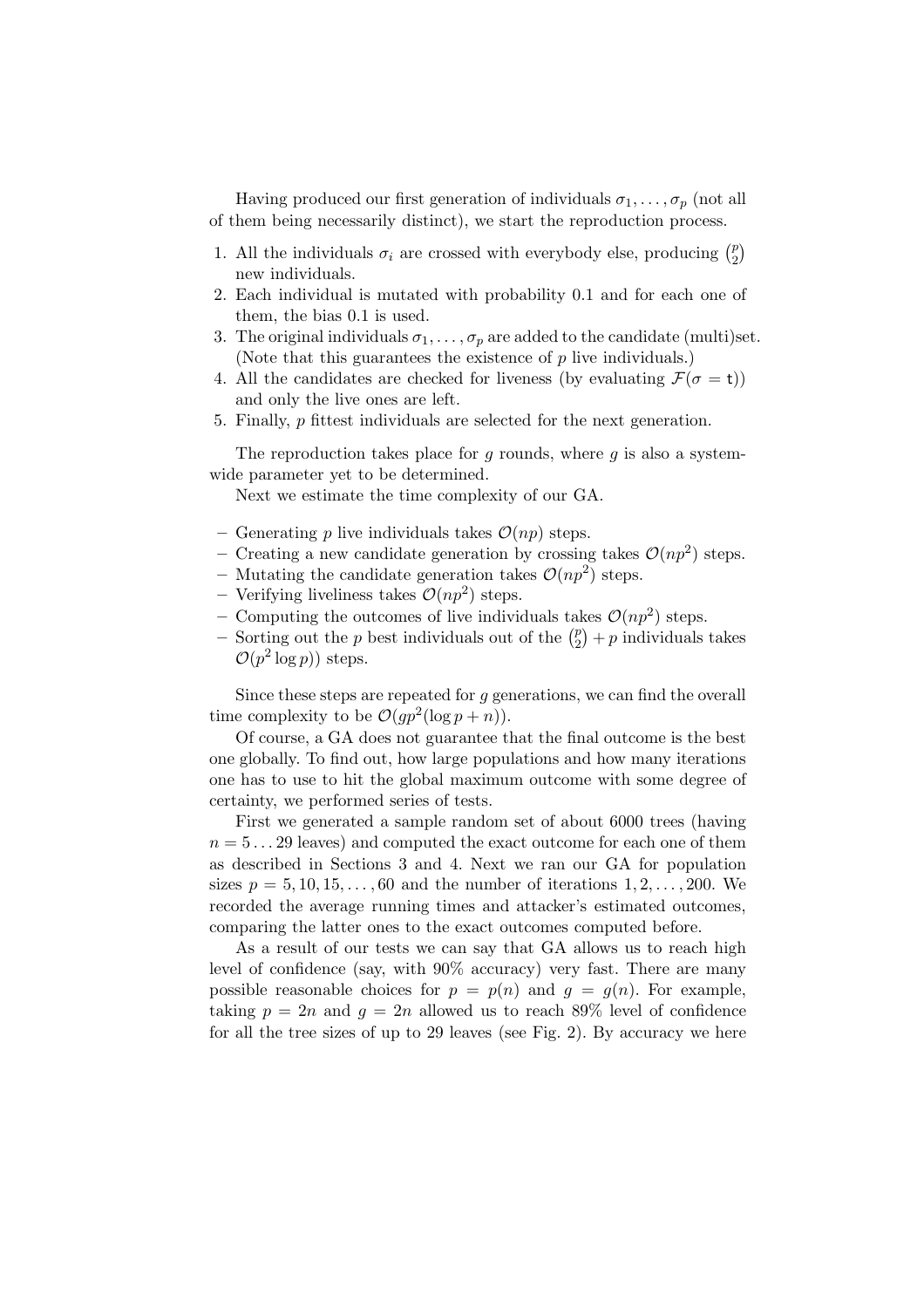Having produced our first generation of individuals $\sigma_1, \ldots, \sigma_p$ (not all of them being necessarily distinct), we start the reproduction process.

1. All the individuals $\sigma_i$ are crossed with everybody else, producing $\binom{p}{2}$ new individuals.
2. Each individual is mutated with probability 0.1 and for each one of them, the bias 0.1 is used.
3. The original individuals $\sigma_1, \ldots, \sigma_p$ are added to the candidate (multi)set. (Note that this guarantees the existence of $p$ live individuals.)
4. All the candidates are checked for liveness (by evaluating $\mathcal{F}(\sigma = \mathsf{t})$) and only the live ones are left.
5. Finally, $p$ fittest individuals are selected for the next generation.

The reproduction takes place for $g$ rounds, where $g$ is also a system-wide parameter yet to be determined.

Next we estimate the time complexity of our GA.

- Generating $p$ live individuals takes $\mathcal{O}(np)$ steps.
- Creating a new candidate generation by crossing takes $\mathcal{O}(np^2)$ steps.
- Mutating the candidate generation takes $\mathcal{O}(np^2)$ steps.
- Verifying liveliness takes $\mathcal{O}(np^2)$ steps.
- Computing the outcomes of live individuals takes $\mathcal{O}(np^2)$ steps.
- Sorting out the $p$ best individuals out of the $\binom{p}{2} + p$ individuals takes $\mathcal{O}(p^2 \log p))$ steps.

Since these steps are repeated for $g$ generations, we can find the overall time complexity to be $\mathcal{O}(gp^2(\log p + n))$.

Of course, a GA does not guarantee that the final outcome is the best one globally. To find out, how large populations and how many iterations one has to use to hit the global maximum outcome with some degree of certainty, we performed series of tests.

First we generated a sample random set of about 6000 trees (having $n = 5 \ldots 29$ leaves) and computed the exact outcome for each one of them as described in Sections 3 and 4. Next we ran our GA for population sizes $p = 5, 10, 15, \ldots, 60$ and the number of iterations $1, 2, \ldots, 200$. We recorded the average running times and attacker's estimated outcomes, comparing the latter ones to the exact outcomes computed before.

As a result of our tests we can say that GA allows us to reach high level of confidence (say, with 90% accuracy) very fast. There are many possible reasonable choices for $p = p(n)$ and $g = g(n)$. For example, taking $p = 2n$ and $g = 2n$ allowed us to reach 89% level of confidence for all the tree sizes of up to 29 leaves (see Fig. 2). By accuracy we here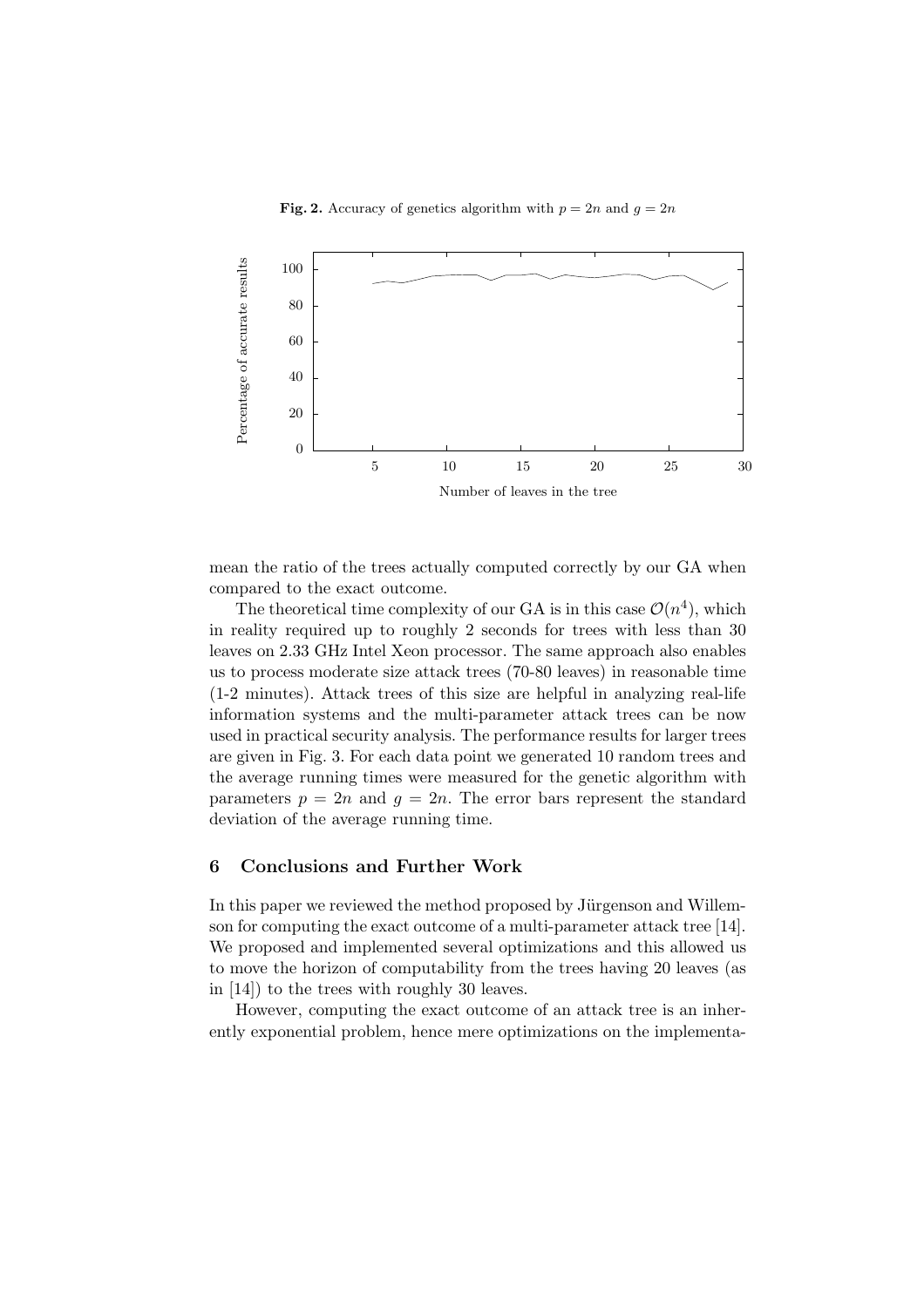**Fig. 2.** Accuracy of genetics algorithm with $p = 2n$ and $g = 2n$

mean the ratio of the trees actually computed correctly by our GA when compared to the exact outcome.

The theoretical time complexity of our GA is in this case $\mathcal{O}(n^4)$, which in reality required up to roughly 2 seconds for trees with less than 30 leaves on 2.33 GHz Intel Xeon processor. The same approach also enables us to process moderate size attack trees (70-80 leaves) in reasonable time (1-2 minutes). Attack trees of this size are helpful in analyzing real-life information systems and the multi-parameter attack trees can be now used in practical security analysis. The performance results for larger trees are given in Fig. 3. For each data point we generated 10 random trees and the average running times were measured for the genetic algorithm with parameters $p = 2n$ and $g = 2n$. The error bars represent the standard deviation of the average running time.

## 6 Conclusions and Further Work

In this paper we reviewed the method proposed by Jürgenson and Willemson for computing the exact outcome of a multi-parameter attack tree [14]. We proposed and implemented several optimizations and this allowed us to move the horizon of computability from the trees having 20 leaves (as in [14]) to the trees with roughly 30 leaves.

However, computing the exact outcome of an attack tree is an inherently exponential problem, hence mere optimizations on the implementa-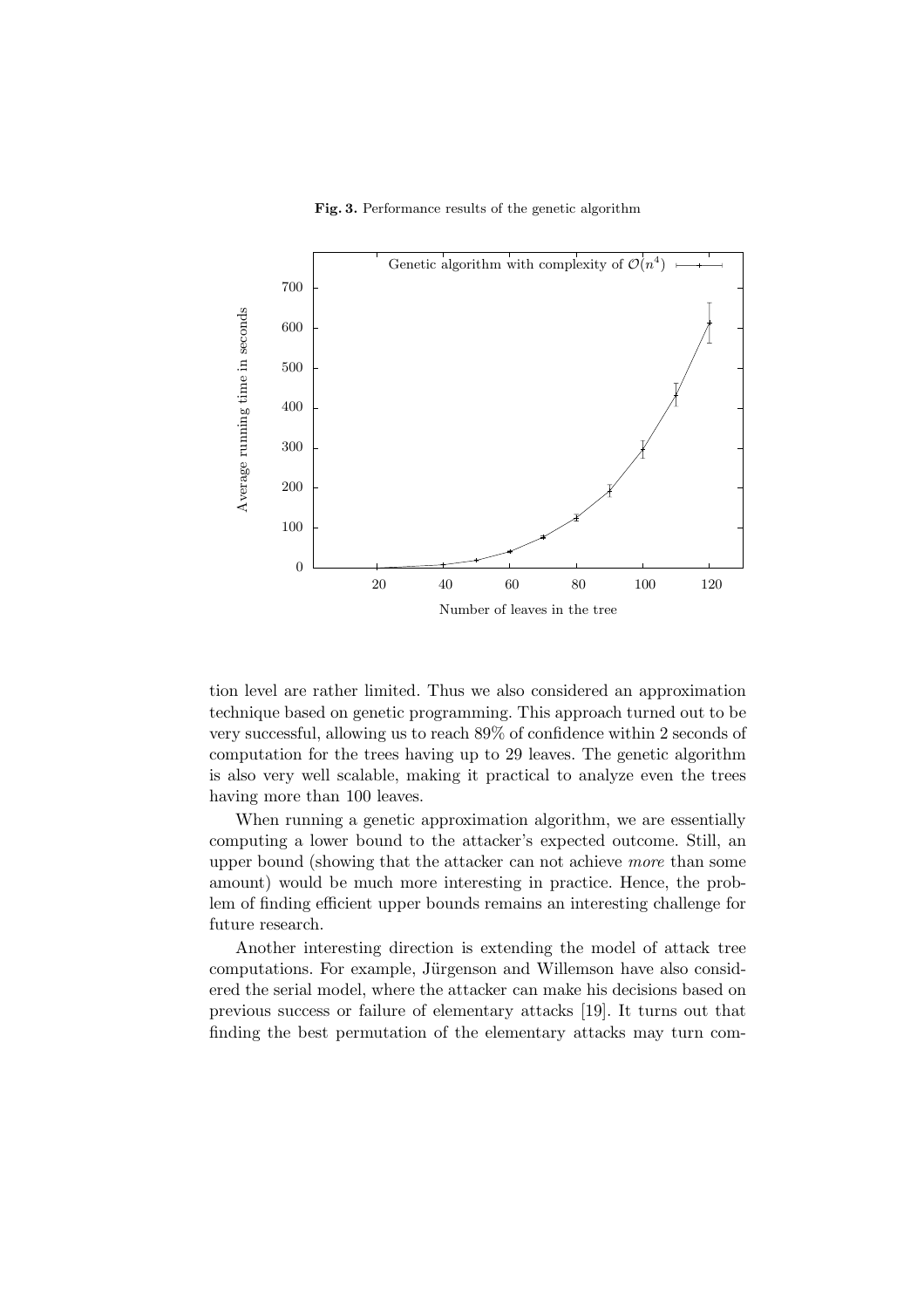**Fig. 3.** Performance results of the genetic algorithm

tion level are rather limited. Thus we also considered an approximation technique based on genetic programming. This approach turned out to be very successful, allowing us to reach 89% of confidence within 2 seconds of computation for the trees having up to 29 leaves. The genetic algorithm is also very well scalable, making it practical to analyze even the trees having more than 100 leaves.

When running a genetic approximation algorithm, we are essentially computing a lower bound to the attacker's expected outcome. Still, an upper bound (showing that the attacker can not achieve *more* than some amount) would be much more interesting in practice. Hence, the problem of finding efficient upper bounds remains an interesting challenge for future research.

Another interesting direction is extending the model of attack tree computations. For example, Jürgenson and Willemson have also considered the serial model, where the attacker can make his decisions based on previous success or failure of elementary attacks [19]. It turns out that finding the best permutation of the elementary attacks may turn com-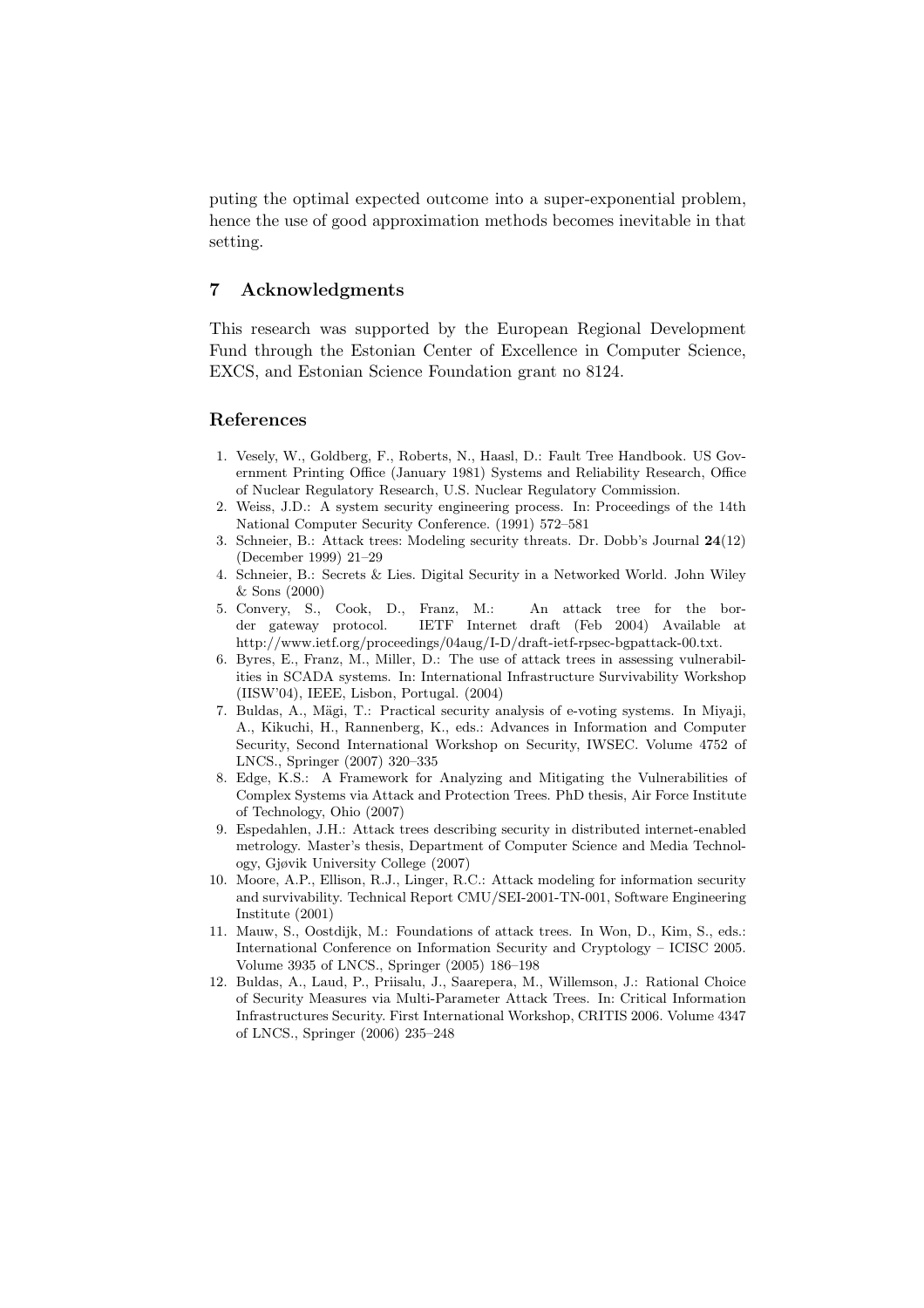puting the optimal expected outcome into a super-exponential problem, hence the use of good approximation methods becomes inevitable in that setting.

## 7 Acknowledgments

This research was supported by the European Regional Development Fund through the Estonian Center of Excellence in Computer Science, EXCS, and Estonian Science Foundation grant no 8124.

## References

1. Vesely, W., Goldberg, F., Roberts, N., Haasl, D.: Fault Tree Handbook. US Government Printing Office (January 1981) Systems and Reliability Research, Office of Nuclear Regulatory Research, U.S. Nuclear Regulatory Commission.
2. Weiss, J.D.: A system security engineering process. In: Proceedings of the 14th National Computer Security Conference. (1991) 572–581
3. Schneier, B.: Attack trees: Modeling security threats. Dr. Dobb's Journal **24**(12) (December 1999) 21–29
4. Schneier, B.: Secrets & Lies. Digital Security in a Networked World. John Wiley & Sons (2000)
5. Convery, S., Cook, D., Franz, M.: An attack tree for the border gateway protocol. IETF Internet draft (Feb 2004) Available at http://www.ietf.org/proceedings/04aug/I-D/draft-ietf-rpsec-bgpattack-00.txt.
6. Byres, E., Franz, M., Miller, D.: The use of attack trees in assessing vulnerabilities in SCADA systems. In: International Infrastructure Survivability Workshop (IISW'04), IEEE, Lisbon, Portugal. (2004)
7. Buldas, A., Mägi, T.: Practical security analysis of e-voting systems. In Miyaji, A., Kikuchi, H., Rannenberg, K., eds.: Advances in Information and Computer Security, Second International Workshop on Security, IWSEC. Volume 4752 of LNCS., Springer (2007) 320–335
8. Edge, K.S.: A Framework for Analyzing and Mitigating the Vulnerabilities of Complex Systems via Attack and Protection Trees. PhD thesis, Air Force Institute of Technology, Ohio (2007)
9. Espedahlen, J.H.: Attack trees describing security in distributed internet-enabled metrology. Master's thesis, Department of Computer Science and Media Technology, Gjøvik University College (2007)
10. Moore, A.P., Ellison, R.J., Linger, R.C.: Attack modeling for information security and survivability. Technical Report CMU/SEI-2001-TN-001, Software Engineering Institute (2001)
11. Mauw, S., Oostdijk, M.: Foundations of attack trees. In Won, D., Kim, S., eds.: International Conference on Information Security and Cryptology – ICISC 2005. Volume 3935 of LNCS., Springer (2005) 186–198
12. Buldas, A., Laud, P., Priisalu, J., Saarepera, M., Willemson, J.: Rational Choice of Security Measures via Multi-Parameter Attack Trees. In: Critical Information Infrastructures Security. First International Workshop, CRITIS 2006. Volume 4347 of LNCS., Springer (2006) 235–248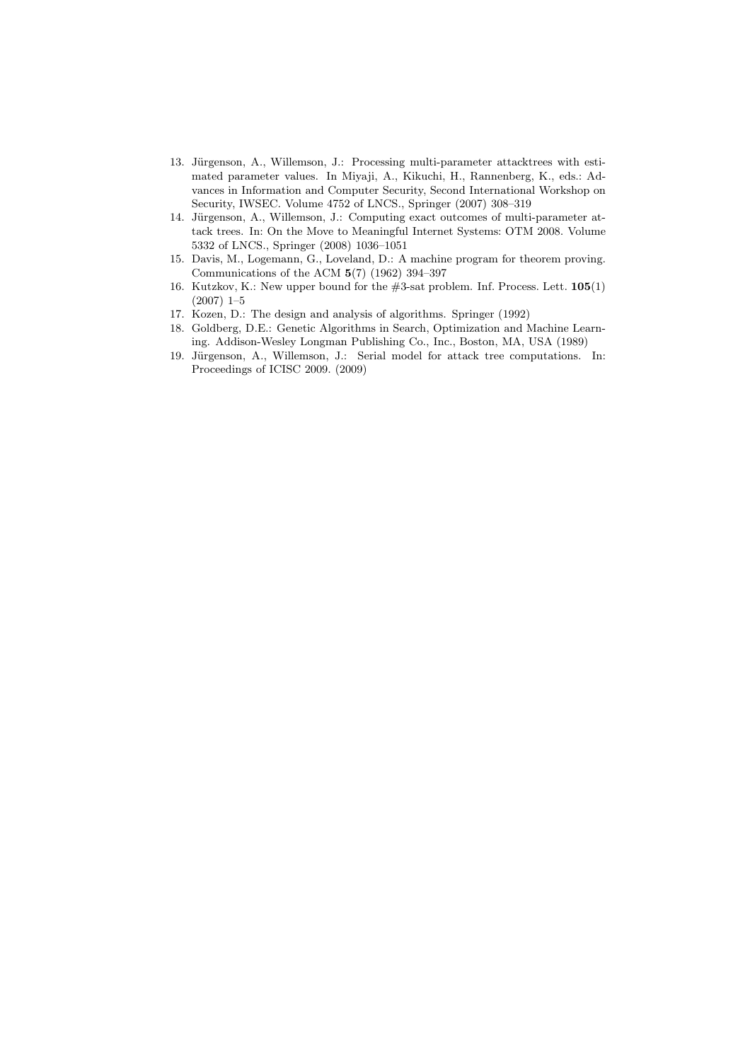13. Jürgenson, A., Willemson, J.: Processing multi-parameter attacktrees with estimated parameter values. In Miyaji, A., Kikuchi, H., Rannenberg, K., eds.: Advances in Information and Computer Security, Second International Workshop on Security, IWSEC. Volume 4752 of LNCS., Springer (2007) 308–319
14. Jürgenson, A., Willemson, J.: Computing exact outcomes of multi-parameter attack trees. In: On the Move to Meaningful Internet Systems: OTM 2008. Volume 5332 of LNCS., Springer (2008) 1036–1051
15. Davis, M., Logemann, G., Loveland, D.: A machine program for theorem proving. Communications of the ACM **5**(7) (1962) 394–397
16. Kutzkov, K.: New upper bound for the #3-sat problem. Inf. Process. Lett. **105**(1) (2007) 1–5
17. Kozen, D.: The design and analysis of algorithms. Springer (1992)
18. Goldberg, D.E.: Genetic Algorithms in Search, Optimization and Machine Learning. Addison-Wesley Longman Publishing Co., Inc., Boston, MA, USA (1989)
19. Jürgenson, A., Willemson, J.: Serial model for attack tree computations. In: Proceedings of ICISC 2009. (2009)